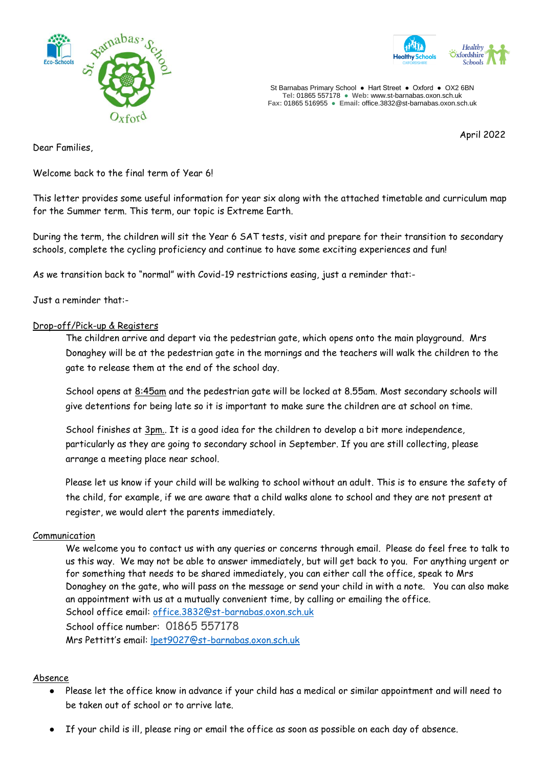St. Barnabas' School Oxford

St Barnabas Primary School ● Hart Street ● Oxford ● OX2 6BN
**Tel:** 01865 557178 ● **Web:** www.st-barnabas.oxon.sch.uk
**Fax:** 01865 516955 ● **Email:** office.3832@st-barnabas.oxon.sch.uk

April 2022

Dear Families,

Welcome back to the final term of Year 6!

This letter provides some useful information for year six along with the attached timetable and curriculum map for the Summer term. This term, our topic is Extreme Earth.

During the term, the children will sit the Year 6 SAT tests, visit and prepare for their transition to secondary schools, complete the cycling proficiency and continue to have some exciting experiences and fun!

As we transition back to "normal" with Covid-19 restrictions easing, just a reminder that:-

Just a reminder that:-

**Drop-off/Pick-up & Registers**

The children arrive and depart via the pedestrian gate, which opens onto the main playground. Mrs Donaghey will be at the pedestrian gate in the mornings and the teachers will walk the children to the gate to release them at the end of the school day.

School opens at 8:45am and the pedestrian gate will be locked at 8.55am. Most secondary schools will give detentions for being late so it is important to make sure the children are at school on time.

School finishes at 3pm.. It is a good idea for the children to develop a bit more independence, particularly as they are going to secondary school in September. If you are still collecting, please arrange a meeting place near school.

Please let us know if your child will be walking to school without an adult. This is to ensure the safety of the child, for example, if we are aware that a child walks alone to school and they are not present at register, we would alert the parents immediately.

**Communication**

We welcome you to contact us with any queries or concerns through email. Please do feel free to talk to us this way. We may not be able to answer immediately, but will get back to you. For anything urgent or for something that needs to be shared immediately, you can either call the office, speak to Mrs Donaghey on the gate, who will pass on the message or send your child in with a note. You can also make an appointment with us at a mutually convenient time, by calling or emailing the office.
School office email: office.3832@st-barnabas.oxon.sch.uk
School office number: 01865 557178
Mrs Pettitt's email: lpet9027@st-barnabas.oxon.sch.uk

**Absence**

- Please let the office know in advance if your child has a medical or similar appointment and will need to be taken out of school or to arrive late.
- If your child is ill, please ring or email the office as soon as possible on each day of absence.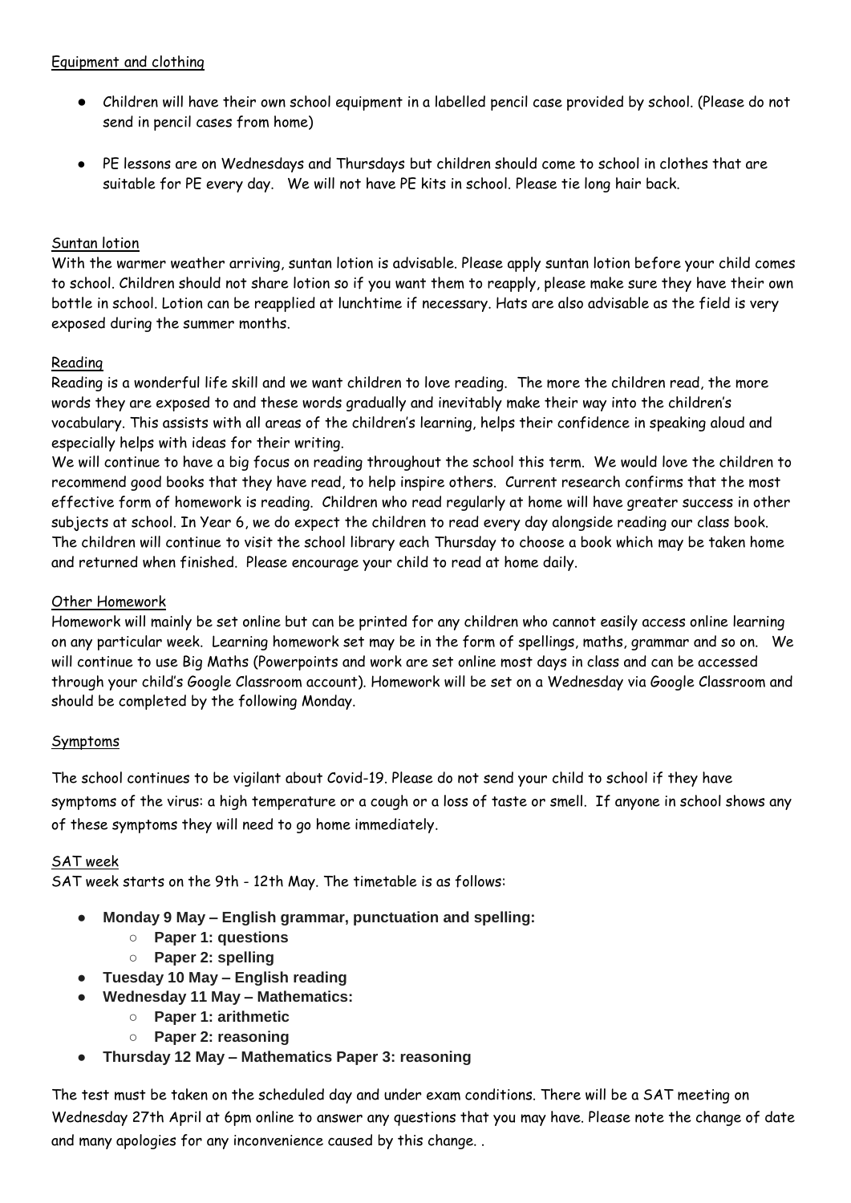Equipment and clothing

- Children will have their own school equipment in a labelled pencil case provided by school. (Please do not send in pencil cases from home)
- PE lessons are on Wednesdays and Thursdays but children should come to school in clothes that are suitable for PE every day. We will not have PE kits in school. Please tie long hair back.

Suntan lotion

With the warmer weather arriving, suntan lotion is advisable. Please apply suntan lotion before your child comes to school. Children should not share lotion so if you want them to reapply, please make sure they have their own bottle in school. Lotion can be reapplied at lunchtime if necessary. Hats are also advisable as the field is very exposed during the summer months.

Reading

Reading is a wonderful life skill and we want children to love reading. The more the children read, the more words they are exposed to and these words gradually and inevitably make their way into the children's vocabulary. This assists with all areas of the children's learning, helps their confidence in speaking aloud and especially helps with ideas for their writing.

We will continue to have a big focus on reading throughout the school this term. We would love the children to recommend good books that they have read, to help inspire others. Current research confirms that the most effective form of homework is reading. Children who read regularly at home will have greater success in other subjects at school. In Year 6, we do expect the children to read every day alongside reading our class book. The children will continue to visit the school library each Thursday to choose a book which may be taken home and returned when finished. Please encourage your child to read at home daily.

Other Homework

Homework will mainly be set online but can be printed for any children who cannot easily access online learning on any particular week. Learning homework set may be in the form of spellings, maths, grammar and so on. We will continue to use Big Maths (Powerpoints and work are set online most days in class and can be accessed through your child's Google Classroom account). Homework will be set on a Wednesday via Google Classroom and should be completed by the following Monday.

Symptoms

The school continues to be vigilant about Covid-19. Please do not send your child to school if they have symptoms of the virus: a high temperature or a cough or a loss of taste or smell. If anyone in school shows any of these symptoms they will need to go home immediately.

SAT week

SAT week starts on the 9th - 12th May. The timetable is as follows:

- **Monday 9 May – English grammar, punctuation and spelling:**
  - **Paper 1: questions**
  - **Paper 2: spelling**
- **Tuesday 10 May – English reading**
- **Wednesday 11 May – Mathematics:**
  - **Paper 1: arithmetic**
  - **Paper 2: reasoning**
- **Thursday 12 May – Mathematics Paper 3: reasoning**

The test must be taken on the scheduled day and under exam conditions. There will be a SAT meeting on Wednesday 27th April at 6pm online to answer any questions that you may have. Please note the change of date and many apologies for any inconvenience caused by this change. .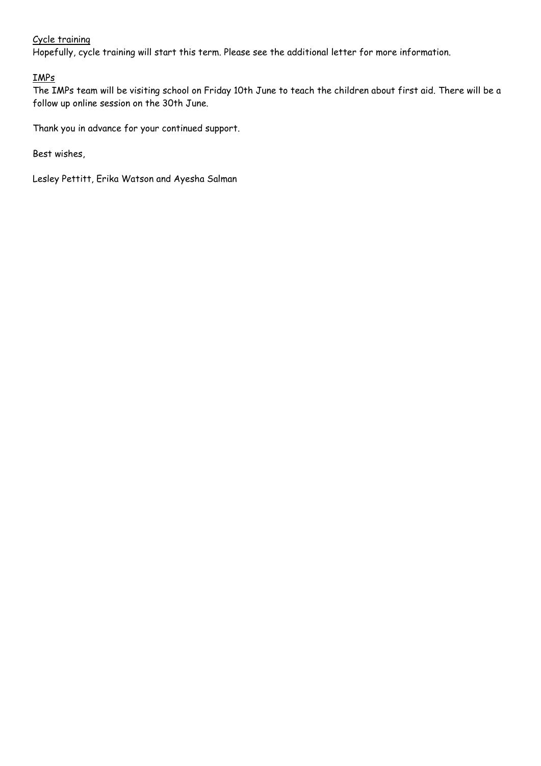<u>Cycle training</u>

Hopefully, cycle training will start this term. Please see the additional letter for more information.

<u>IMPs</u>

The IMPs team will be visiting school on Friday 10th June to teach the children about first aid. There will be a follow up online session on the 30th June.

Thank you in advance for your continued support.

Best wishes,

Lesley Pettitt, Erika Watson and Ayesha Salman